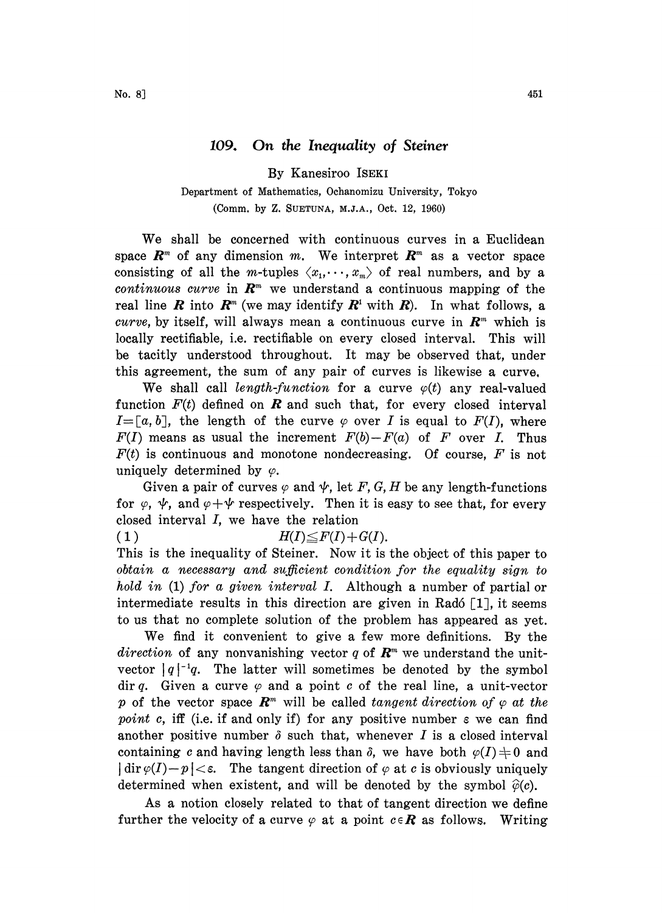# 109. On the Inequality of Steiner

By Kanesiroo ISEKI

Department of Mathematics, Ochanomizu University, Tokyo

(Comm. by Z. SUETUNA, M.J.A., Oct. 12, 1960)

We shall be concerned with continuous curves in a Euclidean space $\boldsymbol{R}^m$ of any dimension $m$. We interpret $\boldsymbol{R}^m$ as a vector space consisting of all the $m$-tuples $\langle x_1, \cdots, x_m \rangle$ of real numbers, and by a *continuous curve* in $\boldsymbol{R}^m$ we understand a continuous mapping of the real line $\boldsymbol{R}$ into $\boldsymbol{R}^m$ (we may identify $\boldsymbol{R}^1$ with $\boldsymbol{R}$). In what follows, a *curve*, by itself, will always mean a continuous curve in $\boldsymbol{R}^m$ which is locally rectifiable, i.e. rectifiable on every closed interval. This will be tacitly understood throughout. It may be observed that, under this agreement, the sum of any pair of curves is likewise a curve.

We shall call *length-function* for a curve $\varphi(t)$ any real-valued function $F(t)$ defined on $\boldsymbol{R}$ and such that, for every closed interval $I=[a, b]$, the length of the curve $\varphi$ over $I$ is equal to $F(I)$, where $F(I)$ means as usual the increment $F(b)-F(a)$ of $F$ over $I$. Thus $F(t)$ is continuous and monotone nondecreasing. Of course, $F$ is not uniquely determined by $\varphi$.

Given a pair of curves $\varphi$ and $\psi$, let $F, G, H$ be any length-functions for $\varphi$, $\psi$, and $\varphi+\psi$ respectively. Then it is easy to see that, for every closed interval $I$, we have the relation

$$(1) \qquad H(I) \leqq F(I)+G(I).$$

This is the inequality of Steiner. Now it is the object of this paper to *obtain a necessary and sufficient condition for the equality sign to hold in* (1) *for a given interval* $I$. Although a number of partial or intermediate results in this direction are given in Radó [1], it seems to us that no complete solution of the problem has appeared as yet.

We find it convenient to give a few more definitions. By the *direction* of any nonvanishing vector $q$ of $\boldsymbol{R}^m$ we understand the unit-vector $|q|^{-1}q$. The latter will sometimes be denoted by the symbol $\operatorname{dir} q$. Given a curve $\varphi$ and a point $c$ of the real line, a unit-vector $p$ of the vector space $\boldsymbol{R}^m$ will be called *tangent direction of* $\varphi$ *at the point* $c$, iff (i.e. if and only if) for any positive number $\varepsilon$ we can find another positive number $\delta$ such that, whenever $I$ is a closed interval containing $c$ and having length less than $\delta$, we have both $\varphi(I) \neq 0$ and $|\operatorname{dir} \varphi(I)-p| < \varepsilon$. The tangent direction of $\varphi$ at $c$ is obviously uniquely determined when existent, and will be denoted by the symbol $\hat{\varphi}(c)$.

As a notion closely related to that of tangent direction we define further the velocity of a curve $\varphi$ at a point $c \in \boldsymbol{R}$ as follows. Writing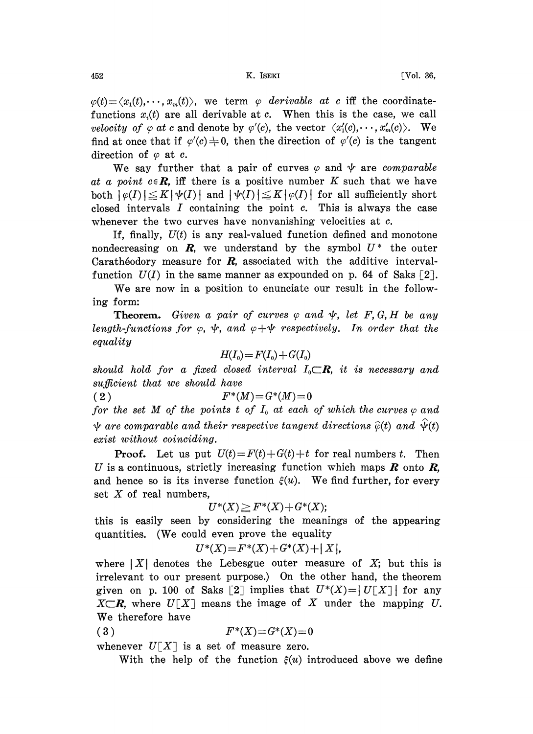$\varphi(t)=\langle x_1(t),\cdots,x_m(t)\rangle$, we term $\varphi$ *derivable at* $c$ iff the coordinate-functions $x_i(t)$ are all derivable at $c$. When this is the case, we call *velocity of* $\varphi$ *at* $c$ and denote by $\varphi'(c)$, the vector $\langle x_1'(c),\cdots,x_m'(c)\rangle$. We find at once that if $\varphi'(c)\neq 0$, then the direction of $\varphi'(c)$ is the tangent direction of $\varphi$ at $c$.

We say further that a pair of curves $\varphi$ and $\psi$ are *comparable at a point* $c\in\boldsymbol{R}$, iff there is a positive number $K$ such that we have both $|\varphi(I)|\leqq K|\psi(I)|$ and $|\psi(I)|\leqq K|\varphi(I)|$ for all sufficiently short closed intervals $I$ containing the point $c$. This is always the case whenever the two curves have nonvanishing velocities at $c$.

If, finally, $U(t)$ is any real-valued function defined and monotone nondecreasing on $\boldsymbol{R}$, we understand by the symbol $U^*$ the outer Carathéodory measure for $\boldsymbol{R}$, associated with the additive interval-function $U(I)$ in the same manner as expounded on p. 64 of Saks [2].

We are now in a position to enunciate our result in the following form:

**Theorem.** *Given a pair of curves* $\varphi$ *and* $\psi$, *let* $F, G, H$ *be any length-functions for* $\varphi$, $\psi$, *and* $\varphi+\psi$ *respectively. In order that the equality*

$$H(I_0)=F(I_0)+G(I_0)$$

*should hold for a fixed closed interval* $I_0\subset\boldsymbol{R}$, *it is necessary and sufficient that we should have*

$$F^*(M)=G^*(M)=0 \tag{2}$$

*for the set* $M$ *of the points* $t$ *of* $I_0$ *at each of which the curves* $\varphi$ *and* $\psi$ *are comparable and their respective tangent directions* $\hat{\varphi}(t)$ *and* $\hat{\psi}(t)$ *exist without coinciding.*

**Proof.** Let us put $U(t)=F(t)+G(t)+t$ for real numbers $t$. Then $U$ is a continuous, strictly increasing function which maps $\boldsymbol{R}$ onto $\boldsymbol{R}$, and hence so is its inverse function $\xi(u)$. We find further, for every set $X$ of real numbers,

$$U^*(X)\geqq F^*(X)+G^*(X);$$

this is easily seen by considering the meanings of the appearing quantities. (We could even prove the equality

$$U^*(X)=F^*(X)+G^*(X)+|X|,$$

where $|X|$ denotes the Lebesgue outer measure of $X$; but this is irrelevant to our present purpose.) On the other hand, the theorem given on p. 100 of Saks [2] implies that $U^*(X)=|U[X]|$ for any $X\subset\boldsymbol{R}$, where $U[X]$ means the image of $X$ under the mapping $U$. We therefore have

$$F^*(X)=G^*(X)=0 \tag{3}$$

whenever $U[X]$ is a set of measure zero.

With the help of the function $\xi(u)$ introduced above we define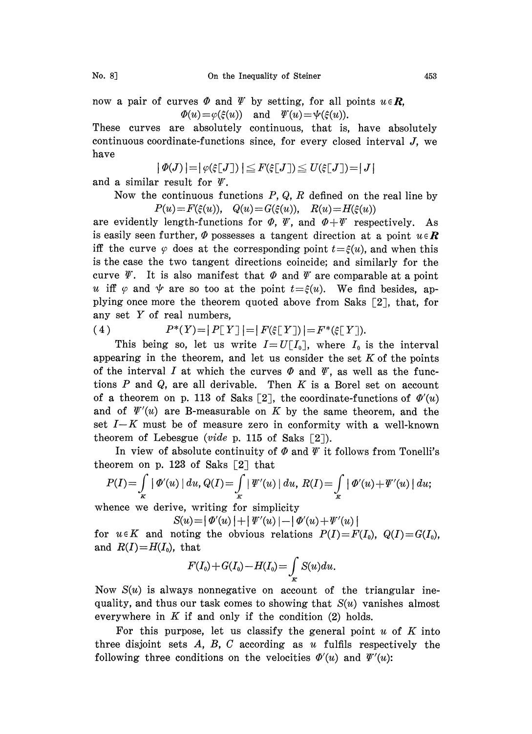now a pair of curves $\Phi$ and $\Psi$ by setting, for all points $u \in \boldsymbol{R}$,

$$\Phi(u)=\varphi(\xi(u)) \quad \text{and} \quad \Psi(u)=\psi(\xi(u)).$$

These curves are absolutely continuous, that is, have absolutely continuous coordinate-functions since, for every closed interval $J$, we have

$$|\Phi(J)|=|\varphi(\xi[J])| \leqq F(\xi[J]) \leqq U(\xi[J])=|J|$$

and a similar result for $\Psi$.

Now the continuous functions $P, Q, R$ defined on the real line by

$$P(u)=F(\xi(u)), \quad Q(u)=G(\xi(u)), \quad R(u)=H(\xi(u))$$

are evidently length-functions for $\Phi$, $\Psi$, and $\Phi+\Psi$ respectively. As is easily seen further, $\Phi$ possesses a tangent direction at a point $u \in \boldsymbol{R}$ iff the curve $\varphi$ does at the corresponding point $t=\xi(u)$, and when this is the case the two tangent directions coincide; and similarly for the curve $\Psi$. It is also manifest that $\Phi$ and $\Psi$ are comparable at a point $u$ iff $\varphi$ and $\psi$ are so too at the point $t=\xi(u)$. We find besides, applying once more the theorem quoted above from Saks [2], that, for any set $Y$ of real numbers,

$$P^*(Y)=|P[Y]|=|F(\xi[Y])|=F^*(\xi[Y]). \tag{4}$$

This being so, let us write $I=U[I_0]$, where $I_0$ is the interval appearing in the theorem, and let us consider the set $K$ of the points of the interval $I$ at which the curves $\Phi$ and $\Psi$, as well as the functions $P$ and $Q$, are all derivable. Then $K$ is a Borel set on account of a theorem on p. 113 of Saks [2], the coordinate-functions of $\Phi'(u)$ and of $\Psi'(u)$ are B-measurable on $K$ by the same theorem, and the set $I-K$ must be of measure zero in conformity with a well-known theorem of Lebesgue (*vide* p. 115 of Saks [2]).

In view of absolute continuity of $\Phi$ and $\Psi$ it follows from Tonelli's theorem on p. 123 of Saks [2] that

$$P(I)=\int_K |\Phi'(u)|\,du, \; Q(I)=\int_K |\Psi'(u)|\,du, \; R(I)=\int_K |\Phi'(u)+\Psi'(u)|\,du;$$

whence we derive, writing for simplicity

$$S(u)=|\Phi'(u)|+|\Psi'(u)|-|\Phi'(u)+\Psi'(u)|$$

for $u \in K$ and noting the obvious relations $P(I)=F(I_0)$, $Q(I)=G(I_0)$, and $R(I)=H(I_0)$, that

$$F(I_0)+G(I_0)-H(I_0)=\int_K S(u)du.$$

Now $S(u)$ is always nonnegative on account of the triangular inequality, and thus our task comes to showing that $S(u)$ vanishes almost everywhere in $K$ if and only if the condition (2) holds.

For this purpose, let us classify the general point $u$ of $K$ into three disjoint sets $A$, $B$, $C$ according as $u$ fulfils respectively the following three conditions on the velocities $\Phi'(u)$ and $\Psi'(u)$: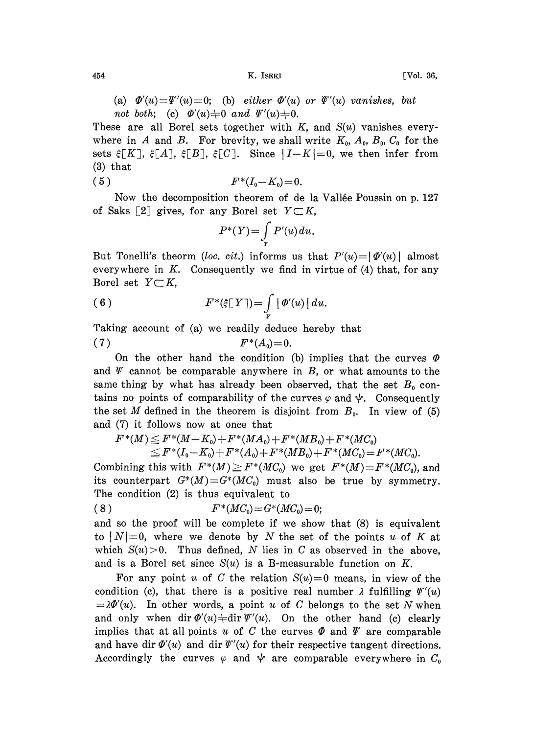(a) $\Phi'(u)=\Psi'(u)=0$; (b) *either* $\Phi'(u)$ *or* $\Psi'(u)$ *vanishes, but not both*; (c) $\Phi'(u)\neq 0$ *and* $\Psi'(u)\neq 0$.

These are all Borel sets together with $K$, and $S(u)$ vanishes everywhere in $A$ and $B$. For brevity, we shall write $K_0$, $A_0$, $B_0$, $C_0$ for the sets $\xi[K]$, $\xi[A]$, $\xi[B]$, $\xi[C]$. Since $|I-K|=0$, we then infer from (3) that

$$F^*(I_0-K_0)=0. \tag{5}$$

Now the decomposition theorem of de la Vallée Poussin on p. 127 of Saks [2] gives, for any Borel set $Y\subset K$,

$$P^*(Y)=\int_Y P'(u)\,du.$$

But Tonelli's theorm (*loc. cit.*) informs us that $P'(u)=|\Phi'(u)|$ almost everywhere in $K$. Consequently we find in virtue of (4) that, for any Borel set $Y\subset K$,

$$F^*(\xi[Y])=\int_Y |\Phi'(u)|\,du. \tag{6}$$

Taking account of (a) we readily deduce hereby that

$$F^*(A_0)=0. \tag{7}$$

On the other hand the condition (b) implies that the curves $\Phi$ and $\Psi$ cannot be comparable anywhere in $B$, or what amounts to the same thing by what has already been observed, that the set $B_0$ contains no points of comparability of the curves $\varphi$ and $\psi$. Consequently the set $M$ defined in the theorem is disjoint from $B_0$. In view of (5) and (7) it follows now at once that

$$\begin{aligned}F^*(M) &\leqq F^*(M-K_0)+F^*(MA_0)+F^*(MB_0)+F^*(MC_0)\\ &\leqq F^*(I_0-K_0)+F^*(A_0)+F^*(MB_0)+F^*(MC_0)=F^*(MC_0).\end{aligned}$$

Combining this with $F^*(M)\geqq F^*(MC_0)$ we get $F^*(M)=F^*(MC_0)$, and its counterpart $G^*(M)=G^*(MC_0)$ must also be true by symmetry. The condition (2) is thus equivalent to

$$F^*(MC_0)=G^*(MC_0)=0; \tag{8}$$

and so the proof will be complete if we show that (8) is equivalent to $|N|=0$, where we denote by $N$ the set of the points $u$ of $K$ at which $S(u)>0$. Thus defined, $N$ lies in $C$ as observed in the above, and is a Borel set since $S(u)$ is a B-measurable function on $K$.

For any point $u$ of $C$ the relation $S(u)=0$ means, in view of the condition (c), that there is a positive real number $\lambda$ fulfilling $\Psi'(u)=\lambda\Phi'(u)$. In other words, a point $u$ of $C$ belongs to the set $N$ when and only when $\operatorname{dir}\Phi'(u)\neq\operatorname{dir}\Psi'(u)$. On the other hand (c) clearly implies that at all points $u$ of $C$ the curves $\Phi$ and $\Psi$ are comparable and have $\operatorname{dir}\Phi'(u)$ and $\operatorname{dir}\Psi'(u)$ for their respective tangent directions. Accordingly the curves $\varphi$ and $\psi$ are comparable everywhere in $C_0$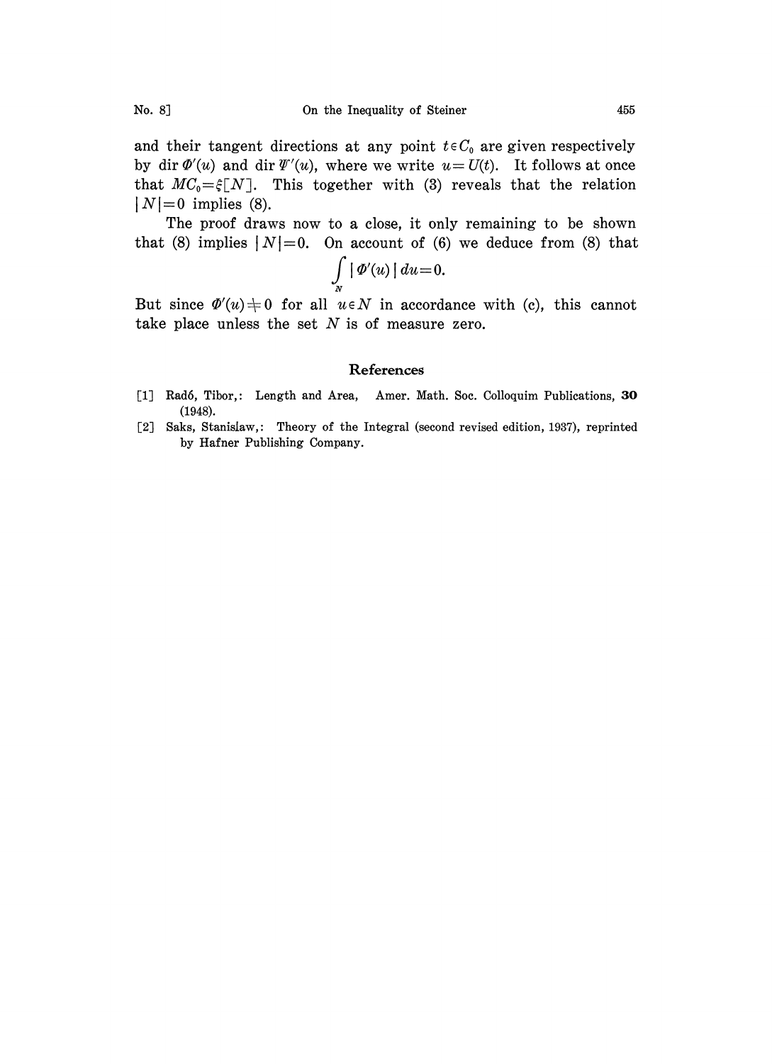and their tangent directions at any point $t \in C_0$ are given respectively by dir $\Phi'(u)$ and dir $\Psi'(u)$, where we write $u = U(t)$. It follows at once that $MC_0 = \xi[N]$. This together with (3) reveals that the relation $|N| = 0$ implies (8).

The proof draws now to a close, it only remaining to be shown that (8) implies $|N| = 0$. On account of (6) we deduce from (8) that

$$\int_N |\Phi'(u)|\, du = 0.$$

But since $\Phi'(u) \neq 0$ for all $u \in N$ in accordance with (c), this cannot take place unless the set $N$ is of measure zero.

## References

[1] Radó, Tibor,: Length and Area, Amer. Math. Soc. Colloquim Publications, **30** (1948).

[2] Saks, Stanisław,: Theory of the Integral (second revised edition, 1937), reprinted by Hafner Publishing Company.